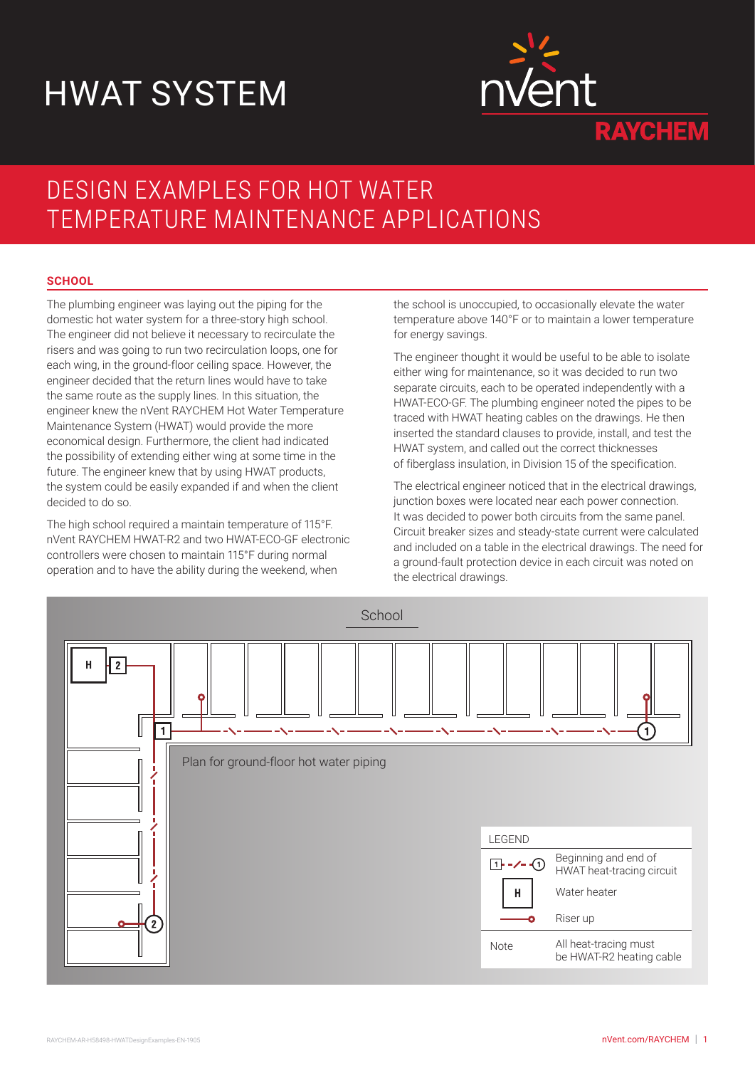# HWAT SYSTEM

nVent RAYCHEM

## DESIGN EXAMPLES FOR HOT WATER TEMPERATURE MAINTENANCE APPLICATIONS

### SCHOOL

The plumbing engineer was laying out the piping for the domestic hot water system for a three-story high school. The engineer did not believe it necessary to recirculate the risers and was going to run two recirculation loops, one for each wing, in the ground-floor ceiling space. However, the engineer decided that the return lines would have to take the same route as the supply lines. In this situation, the engineer knew the nVent RAYCHEM Hot Water Temperature Maintenance System (HWAT) would provide the more economical design. Furthermore, the client had indicated the possibility of extending either wing at some time in the future. The engineer knew that by using HWAT products, the system could be easily expanded if and when the client decided to do so.

The high school required a maintain temperature of 115°F. nVent RAYCHEM HWAT-R2 and two HWAT-ECO-GF electronic controllers were chosen to maintain 115°F during normal operation and to have the ability during the weekend, when the school is unoccupied, to occasionally elevate the water temperature above 140°F or to maintain a lower temperature for energy savings.

The engineer thought it would be useful to be able to isolate either wing for maintenance, so it was decided to run two separate circuits, each to be operated independently with a HWAT-ECO-GF. The plumbing engineer noted the pipes to be traced with HWAT heating cables on the drawings. He then inserted the standard clauses to provide, install, and test the HWAT system, and called out the correct thicknesses of fiberglass insulation, in Division 15 of the specification.

The electrical engineer noticed that in the electrical drawings, junction boxes were located near each power connection. It was decided to power both circuits from the same panel. Circuit breaker sizes and steady-state current were calculated and included on a table in the electrical drawings. The need for a ground-fault protection device in each circuit was noted on the electrical drawings.

School

Plan for ground-floor hot water piping

| LEGEND | |
|---|---|
| 1 - -/- - 1 | Beginning and end of HWAT heat-tracing circuit |
| H | Water heater |
| —o | Riser up |
| Note | All heat-tracing must be HWAT-R2 heating cable |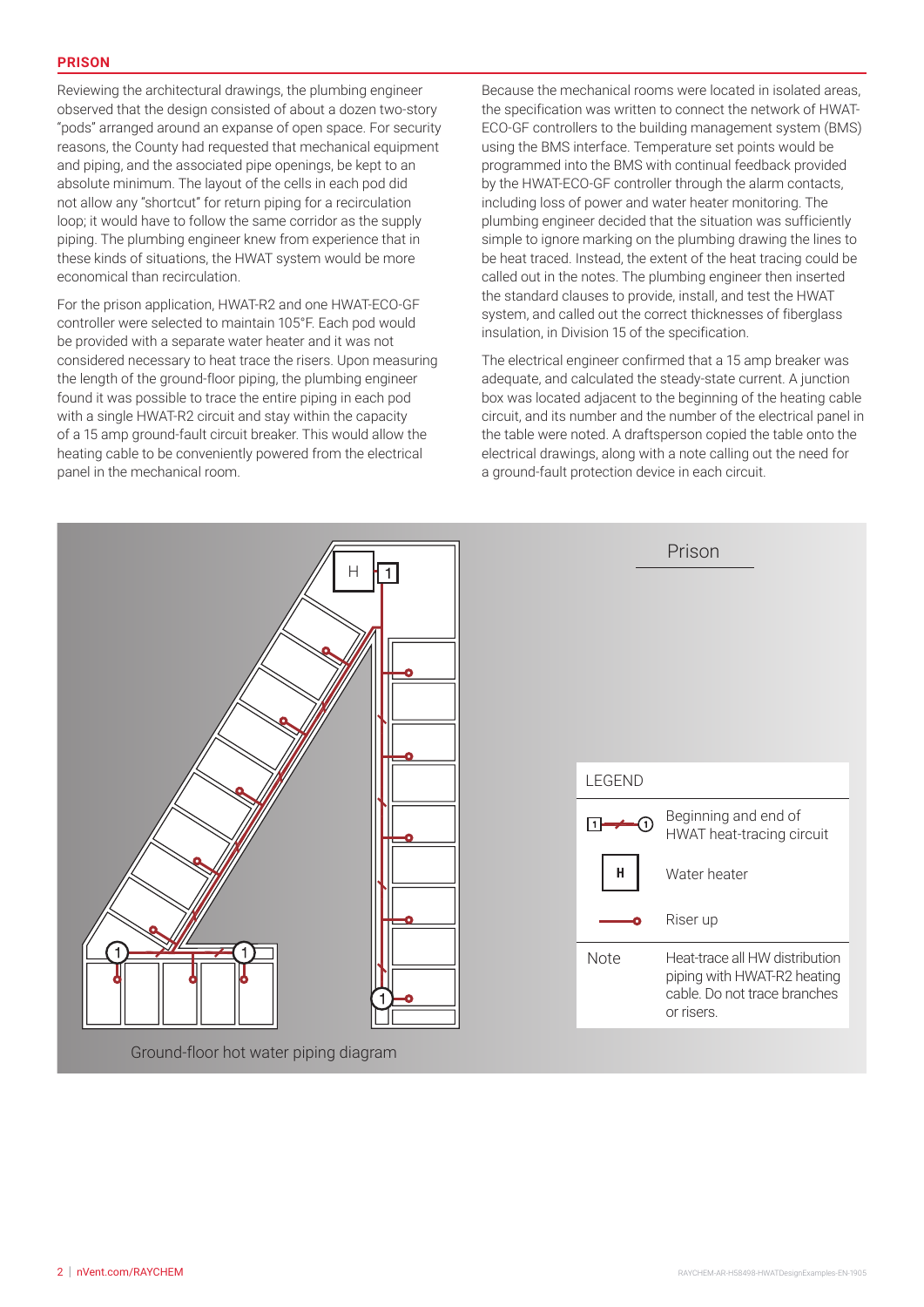## PRISON

Reviewing the architectural drawings, the plumbing engineer observed that the design consisted of about a dozen two-story "pods" arranged around an expanse of open space. For security reasons, the County had requested that mechanical equipment and piping, and the associated pipe openings, be kept to an absolute minimum. The layout of the cells in each pod did not allow any "shortcut" for return piping for a recirculation loop; it would have to follow the same corridor as the supply piping. The plumbing engineer knew from experience that in these kinds of situations, the HWAT system would be more economical than recirculation.

For the prison application, HWAT-R2 and one HWAT-ECO-GF controller were selected to maintain 105°F. Each pod would be provided with a separate water heater and it was not considered necessary to heat trace the risers. Upon measuring the length of the ground-floor piping, the plumbing engineer found it was possible to trace the entire piping in each pod with a single HWAT-R2 circuit and stay within the capacity of a 15 amp ground-fault circuit breaker. This would allow the heating cable to be conveniently powered from the electrical panel in the mechanical room.

Because the mechanical rooms were located in isolated areas, the specification was written to connect the network of HWAT-ECO-GF controllers to the building management system (BMS) using the BMS interface. Temperature set points would be programmed into the BMS with continual feedback provided by the HWAT-ECO-GF controller through the alarm contacts, including loss of power and water heater monitoring. The plumbing engineer decided that the situation was sufficiently simple to ignore marking on the plumbing drawing the lines to be heat traced. Instead, the extent of the heat tracing could be called out in the notes. The plumbing engineer then inserted the standard clauses to provide, install, and test the HWAT system, and called out the correct thicknesses of fiberglass insulation, in Division 15 of the specification.

The electrical engineer confirmed that a 15 amp breaker was adequate, and calculated the steady-state current. A junction box was located adjacent to the beginning of the heating cable circuit, and its number and the number of the electrical panel in the table were noted. A draftsperson copied the table onto the electrical drawings, along with a note calling out the need for a ground-fault protection device in each circuit.

Prison

Ground-floor hot water piping diagram

| LEGEND | |
|---|---|
| 1 —— (1) | Beginning and end of HWAT heat-tracing circuit |
| H | Water heater |
| ——o | Riser up |
| Note | Heat-trace all HW distribution piping with HWAT-R2 heating cable. Do not trace branches or risers. |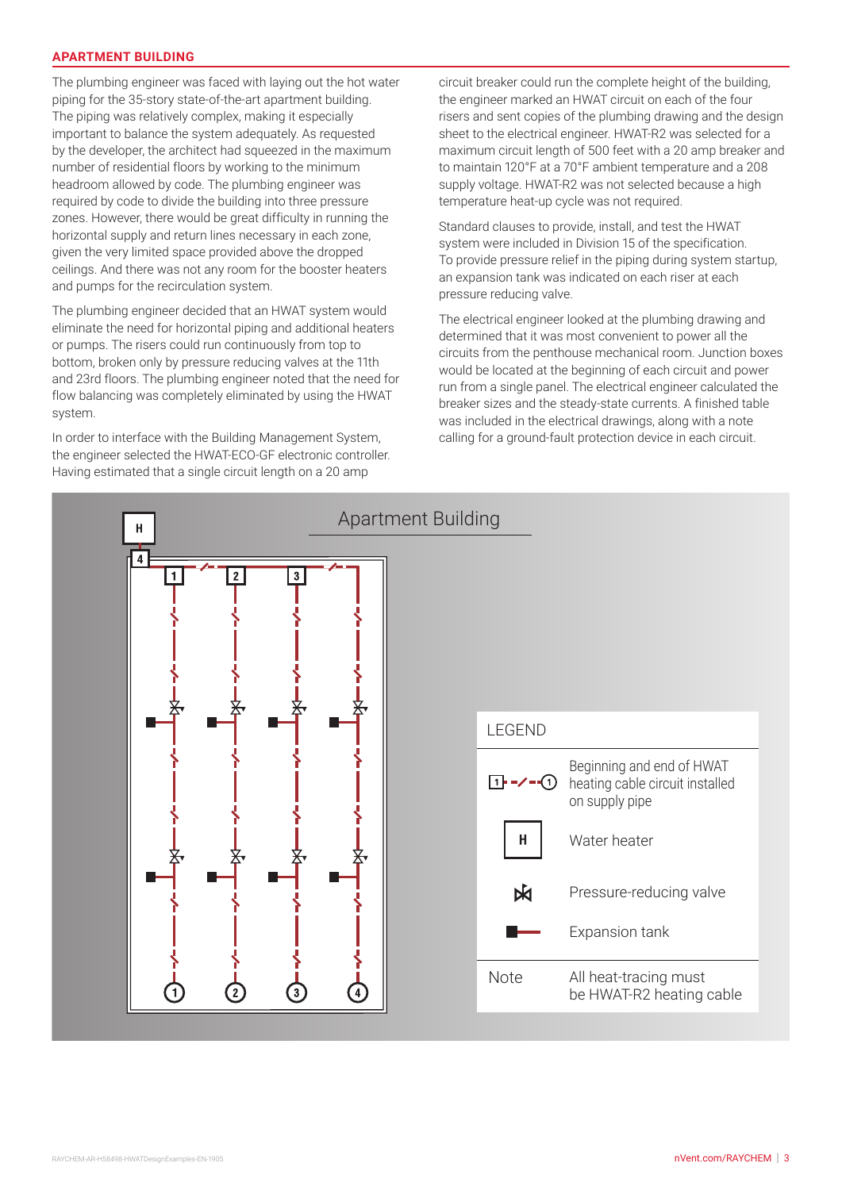## APARTMENT BUILDING

The plumbing engineer was faced with laying out the hot water piping for the 35-story state-of-the-art apartment building. The piping was relatively complex, making it especially important to balance the system adequately. As requested by the developer, the architect had squeezed in the maximum number of residential floors by working to the minimum headroom allowed by code. The plumbing engineer was required by code to divide the building into three pressure zones. However, there would be great difficulty in running the horizontal supply and return lines necessary in each zone, given the very limited space provided above the dropped ceilings. And there was not any room for the booster heaters and pumps for the recirculation system.

The plumbing engineer decided that an HWAT system would eliminate the need for horizontal piping and additional heaters or pumps. The risers could run continuously from top to bottom, broken only by pressure reducing valves at the 11th and 23rd floors. The plumbing engineer noted that the need for flow balancing was completely eliminated by using the HWAT system.

In order to interface with the Building Management System, the engineer selected the HWAT-ECO-GF electronic controller. Having estimated that a single circuit length on a 20 amp circuit breaker could run the complete height of the building, the engineer marked an HWAT circuit on each of the four risers and sent copies of the plumbing drawing and the design sheet to the electrical engineer. HWAT-R2 was selected for a maximum circuit length of 500 feet with a 20 amp breaker and to maintain 120°F at a 70°F ambient temperature and a 208 supply voltage. HWAT-R2 was not selected because a high temperature heat-up cycle was not required.

Standard clauses to provide, install, and test the HWAT system were included in Division 15 of the specification. To provide pressure relief in the piping during system startup, an expansion tank was indicated on each riser at each pressure reducing valve.

The electrical engineer looked at the plumbing drawing and determined that it was most convenient to power all the circuits from the penthouse mechanical room. Junction boxes would be located at the beginning of each circuit and power run from a single panel. The electrical engineer calculated the breaker sizes and the steady-state currents. A finished table was included in the electrical drawings, along with a note calling for a ground-fault protection device in each circuit.

### Apartment Building

**LEGEND**

| Symbol | Description |
|---|---|
| 1 - - ⁄ - - ① | Beginning and end of HWAT heating cable circuit installed on supply pipe |
| H | Water heater |
| ⋈ | Pressure-reducing valve |
| ■— | Expansion tank |

**Note:** All heat-tracing must be HWAT-R2 heating cable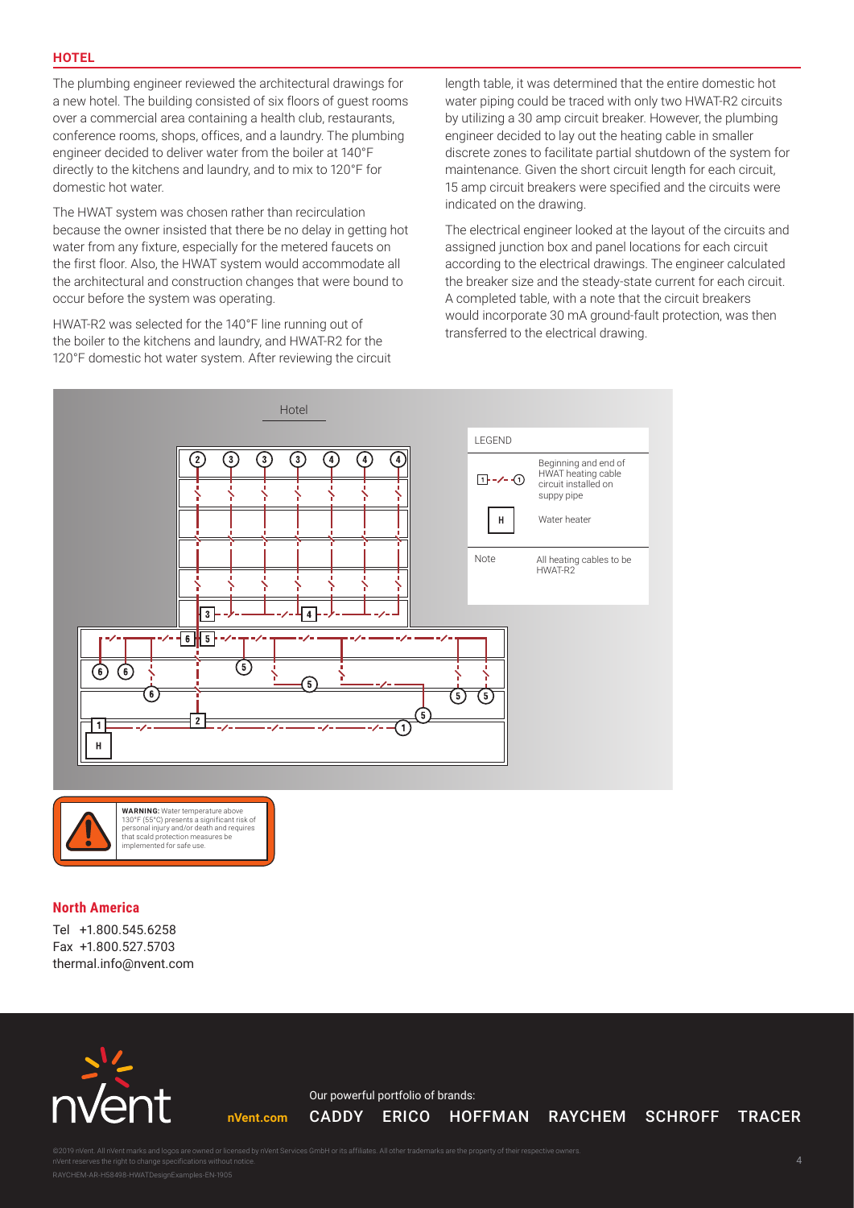## HOTEL

The plumbing engineer reviewed the architectural drawings for a new hotel. The building consisted of six floors of guest rooms over a commercial area containing a health club, restaurants, conference rooms, shops, offices, and a laundry. The plumbing engineer decided to deliver water from the boiler at 140°F directly to the kitchens and laundry, and to mix to 120°F for domestic hot water.

The HWAT system was chosen rather than recirculation because the owner insisted that there be no delay in getting hot water from any fixture, especially for the metered faucets on the first floor. Also, the HWAT system would accommodate all the architectural and construction changes that were bound to occur before the system was operating.

HWAT-R2 was selected for the 140°F line running out of the boiler to the kitchens and laundry, and HWAT-R2 for the 120°F domestic hot water system. After reviewing the circuit length table, it was determined that the entire domestic hot water piping could be traced with only two HWAT-R2 circuits by utilizing a 30 amp circuit breaker. However, the plumbing engineer decided to lay out the heating cable in smaller discrete zones to facilitate partial shutdown of the system for maintenance. Given the short circuit length for each circuit, 15 amp circuit breakers were specified and the circuits were indicated on the drawing.

The electrical engineer looked at the layout of the circuits and assigned junction box and panel locations for each circuit according to the electrical drawings. The engineer calculated the breaker size and the steady-state current for each circuit. A completed table, with a note that the circuit breakers would incorporate 30 mA ground-fault protection, was then transferred to the electrical drawing.

Hotel

LEGEND

1 - -/- - 1 Beginning and end of HWAT heating cable circuit installed on suppy pipe

H Water heater

Note: All heating cables to be HWAT-R2

**WARNING:** Water temperature above 130°F (55°C) presents a significant risk of personal injury and/or death and requires that scald protection measures be implemented for safe use.

### North America

Tel +1.800.545.6258
Fax +1.800.527.5703
thermal.info@nvent.com

nVent.com

Our powerful portfolio of brands:
CADDY ERICO HOFFMAN RAYCHEM SCHROFF TRACER

©2019 nVent. All nVent marks and logos are owned or licensed by nVent Services GmbH or its affiliates. All other trademarks are the property of their respective owners. nVent reserves the right to change specifications without notice.

RAYCHEM-AR-H58498-HWATDesignExamples-EN-1905